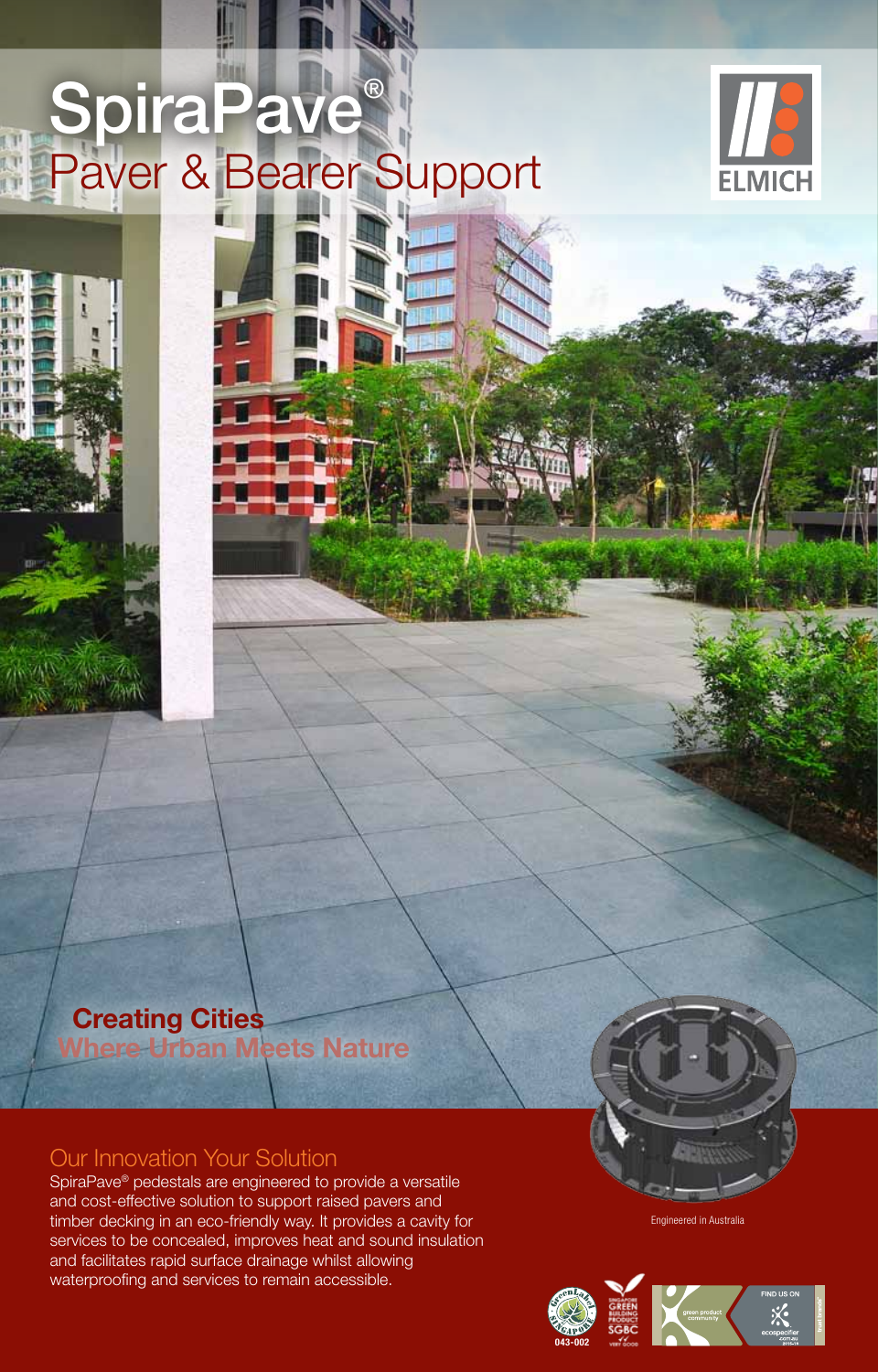# SpiraPave®

## Paver & Bearer Support

ELMICH

**Creating Cities**

**Where Urban Meets Nature**

## Our Innovation Your Solution

SpiraPave® pedestals are engineered to provide a versatile and cost-effective solution to support raised pavers and timber decking in an eco-friendly way. It provides a cavity for services to be concealed, improves heat and sound insulation and facilitates rapid surface drainage whilst allowing waterproofing and services to remain accessible.

Engineered in Australia

Green Label Singapore 043-002

Singapore Green Building Product SGBC Very Good

green product community

FIND US ON ecospecifier .com.au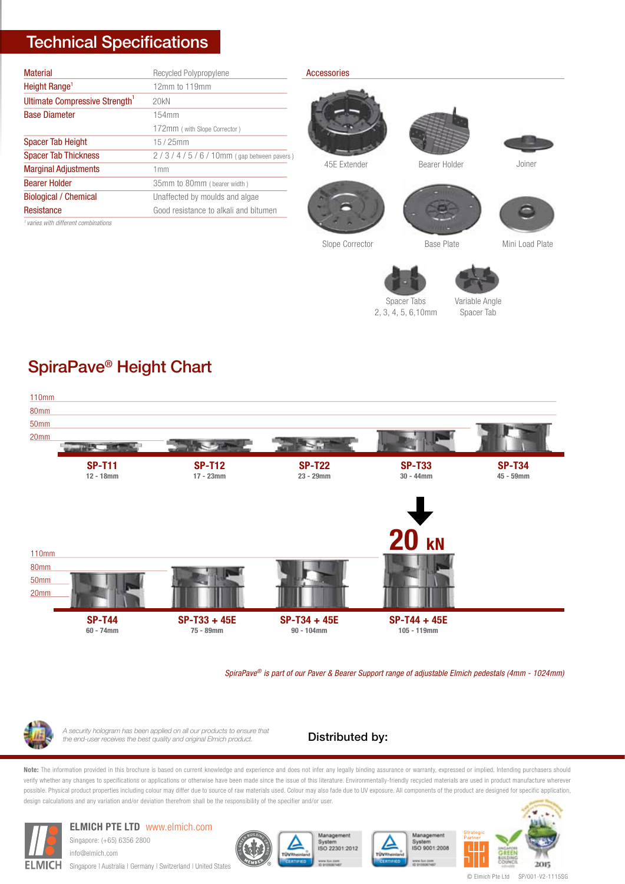# Technical Specifications

| | |
|---|---|
| Material | Recycled Polypropylene |
| Height Range[1] | 12mm to 119mm |
| Ultimate Compressive Strength[1] | 20kN |
| Base Diameter | 154mm |
| | 172mm ( with Slope Corrector ) |
| Spacer Tab Height | 15 / 25mm |
| Spacer Tab Thickness | 2 / 3 / 4 / 5 / 6 / 10mm ( gap between pavers ) |
| Marginal Adjustments | 1mm |
| Bearer Holder | 35mm to 80mm ( bearer width ) |
| Biological / Chemical | Unaffected by moulds and algae |
| Resistance | Good resistance to alkali and bitumen |

[1] varies with different combinations

## Accessories

45E Extender

Bearer Holder

Joiner

Slope Corrector

Base Plate

Mini Load Plate

Spacer Tabs 2, 3, 4, 5, 6,10mm

Variable Angle Spacer Tab

# SpiraPave® Height Chart

110mm
80mm
50mm
20mm

**SP-T11**
12 - 18mm

**SP-T12**
17 - 23mm

**SP-T22**
23 - 29mm

**SP-T33**
30 - 44mm

**SP-T34**
45 - 59mm

**20 kN**

110mm
80mm
50mm
20mm

**SP-T44**
60 - 74mm

**SP-T33 + 45E**
75 - 89mm

**SP-T34 + 45E**
90 - 104mm

**SP-T44 + 45E**
105 - 119mm

*SpiraPave® is part of our Paver & Bearer Support range of adjustable Elmich pedestals (4mm - 1024mm)*

*A security hologram has been applied on all our products to ensure that the end-user receives the best quality and original Elmich product.*

**Distributed by:**

**Note:** The information provided in this brochure is based on current knowledge and experience and does not infer any legally binding assurance or warranty, expressed or implied. Intending purchasers should verify whether any changes to specifications or applications or otherwise have been made since the issue of this literature. Environmentally-friendly recycled materials are used in product manufacture wherever possible. Physical product properties including colour may differ due to source of raw materials used. Colour may also fade due to UV exposure. All components of the product are designed for specific application, design calculations and any variation and/or deviation therefrom shall be the responsibility of the specifier and/or user.

**ELMICH PTE LTD** www.elmich.com
Singapore: (+65) 6356 2800
info@elmich.com
Singapore | Australia | Germany | Switzerland | United States

Management System ISO 22301:2012

Management System ISO 9001:2008

Strategic Partner

© Elmich Pte Ltd SP/001-V2-1115SG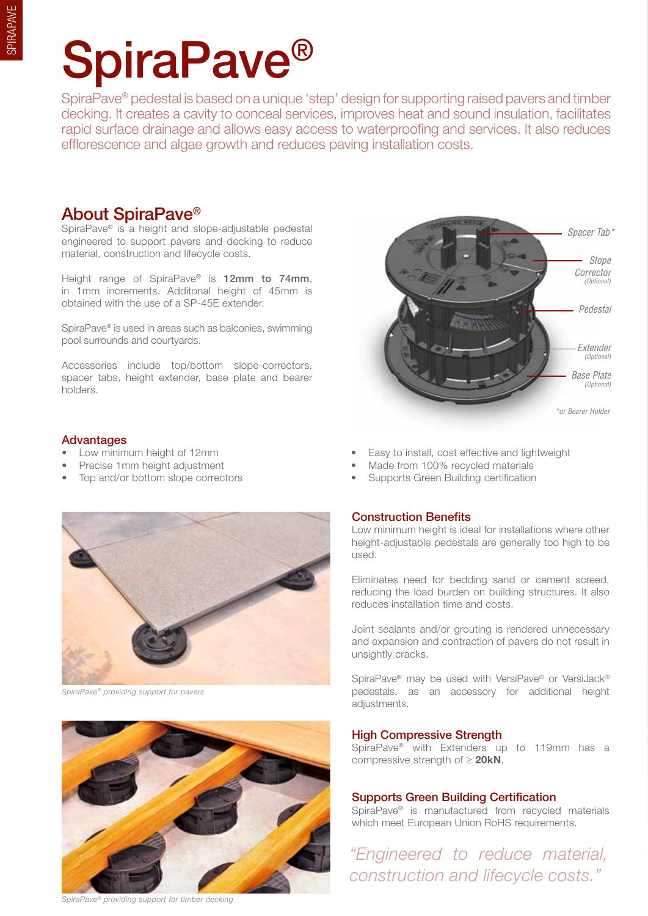# SpiraPave®

SpiraPave® pedestal is based on a unique 'step' design for supporting raised pavers and timber decking. It creates a cavity to conceal services, improves heat and sound insulation, facilitates rapid surface drainage and allows easy access to waterproofing and services. It also reduces efflorescence and algae growth and reduces paving installation costs.

## About SpiraPave®

SpiraPave® is a height and slope-adjustable pedestal engineered to support pavers and decking to reduce material, construction and lifecycle costs.

Height range of SpiraPave® is **12mm to 74mm**, in 1mm increments. Additonal height of 45mm is obtained with the use of a SP-45E extender.

SpiraPave® is used in areas such as balconies, swimming pool surrounds and courtyards.

Accessories include top/bottom slope-correctors, spacer tabs, height extender, base plate and bearer holders.

Spacer Tab*

Slope Corrector (Optional)

Pedestal

Extender (Optional)

Base Plate (Optional)

*or Bearer Holder

## Advantages

- Low minimum height of 12mm
- Precise 1mm height adjustment
- Top and/or bottom slope correctors
- Easy to install, cost effective and lightweight
- Made from 100% recycled materials
- Supports Green Building certification

*SpiraPave® providing support for pavers*

*SpiraPave® providing support for timber decking*

## Construction Benefits

Low minimum height is ideal for installations where other height-adjustable pedestals are generally too high to be used.

Eliminates need for bedding sand or cement screed, reducing the load burden on building structures. It also reduces installation time and costs.

Joint sealants and/or grouting is rendered unnecessary and expansion and contraction of pavers do not result in unsightly cracks.

SpiraPave® may be used with VersiPave® or VersiJack® pedestals, as an accessory for additional height adjustments.

## High Compressive Strength

SpiraPave® with Extenders up to 119mm has a compressive strength of ≥ **20kN**.

## Supports Green Building Certification

SpiraPave® is manufactured from recycled materials which meet European Union RoHS requirements.

*"Engineered to reduce material, construction and lifecycle costs."*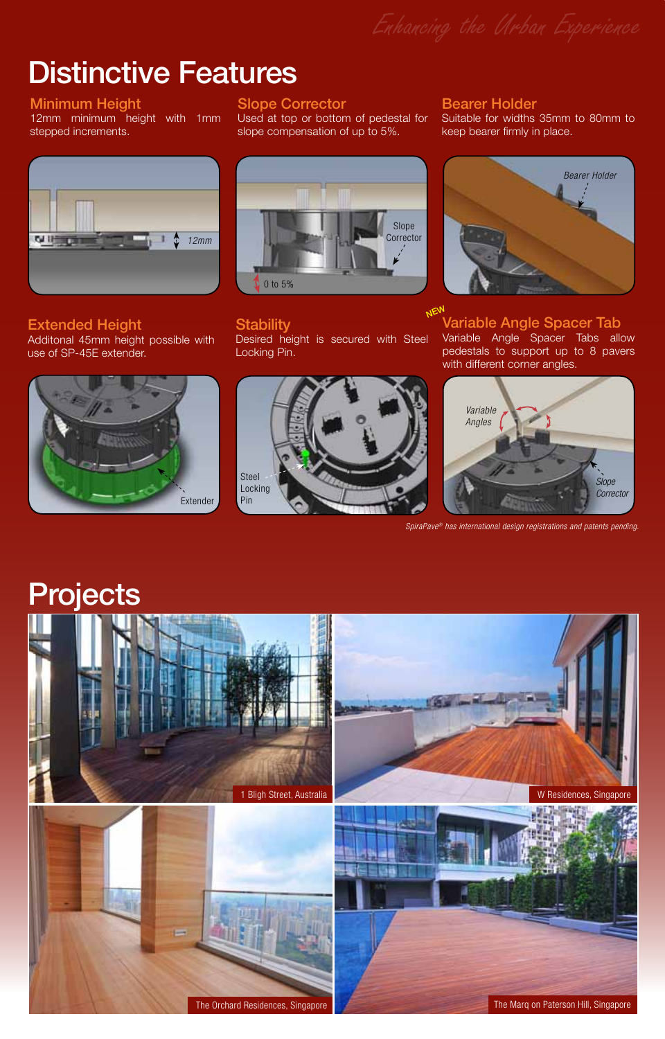# Distinctive Features

### Minimum Height
12mm minimum height with 1mm stepped increments.

12mm

### Slope Corrector
Used at top or bottom of pedestal for slope compensation of up to 5%.

Slope Corrector

0 to 5%

### Bearer Holder
Suitable for widths 35mm to 80mm to keep bearer firmly in place.

Bearer Holder

### Extended Height
Additonal 45mm height possible with use of SP-45E extender.

Extender

### Stability
Desired height is secured with Steel Locking Pin.

Steel Locking Pin

### NEW Variable Angle Spacer Tab
Variable Angle Spacer Tabs allow pedestals to support up to 8 pavers with different corner angles.

Variable Angles

Slope Corrector

*SpiraPave® has international design registrations and patents pending.*

# Projects

1 Bligh Street, Australia

W Residences, Singapore

The Orchard Residences, Singapore

The Marq on Paterson Hill, Singapore